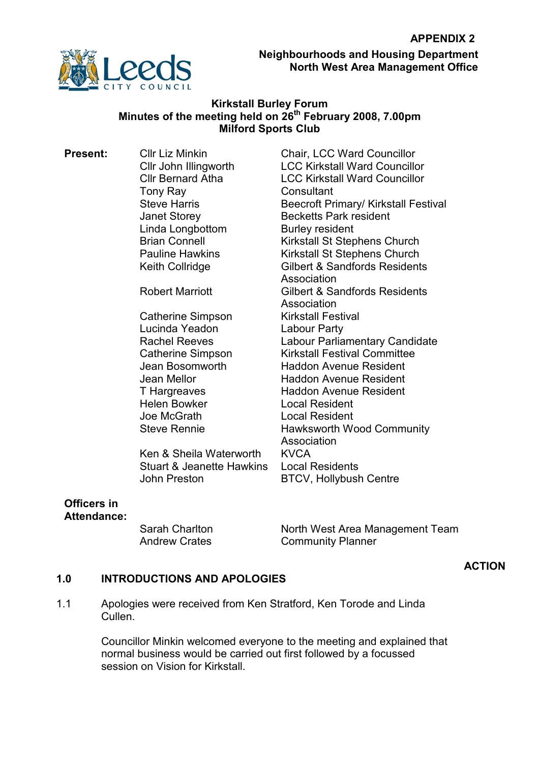**APPENDIX 2**

**Neighbourhoods and Housing Department**
**North West Area Management Office**

**Kirkstall Burley Forum**
**Minutes of the meeting held on 26th February 2008, 7.00pm**
**Milford Sports Club**

**Present:**

| | |
|---|---|
| Cllr Liz Minkin | Chair, LCC Ward Councillor |
| Cllr John Illingworth | LCC Kirkstall Ward Councillor |
| Cllr Bernard Atha | LCC Kirkstall Ward Councillor |
| Tony Ray | Consultant |
| Steve Harris | Beecroft Primary/ Kirkstall Festival |
| Janet Storey | Becketts Park resident |
| Linda Longbottom | Burley resident |
| Brian Connell | Kirkstall St Stephens Church |
| Pauline Hawkins | Kirkstall St Stephens Church |
| Keith Collridge | Gilbert & Sandfords Residents Association |
| Robert Marriott | Gilbert & Sandfords Residents Association |
| Catherine Simpson | Kirkstall Festival |
| Lucinda Yeadon | Labour Party |
| Rachel Reeves | Labour Parliamentary Candidate |
| Catherine Simpson | Kirkstall Festival Committee |
| Jean Bosomworth | Haddon Avenue Resident |
| Jean Mellor | Haddon Avenue Resident |
| T Hargreaves | Haddon Avenue Resident |
| Helen Bowker | Local Resident |
| Joe McGrath | Local Resident |
| Steve Rennie | Hawksworth Wood Community Association |
| Ken & Sheila Waterworth | KVCA |
| Stuart & Jeanette Hawkins | Local Residents |
| John Preston | BTCV, Hollybush Centre |

**Officers in Attendance:**

| | |
|---|---|
| Sarah Charlton | North West Area Management Team |
| Andrew Crates | Community Planner |

**ACTION**

## 1.0 INTRODUCTIONS AND APOLOGIES

1.1 Apologies were received from Ken Stratford, Ken Torode and Linda Cullen.

Councillor Minkin welcomed everyone to the meeting and explained that normal business would be carried out first followed by a focussed session on Vision for Kirkstall.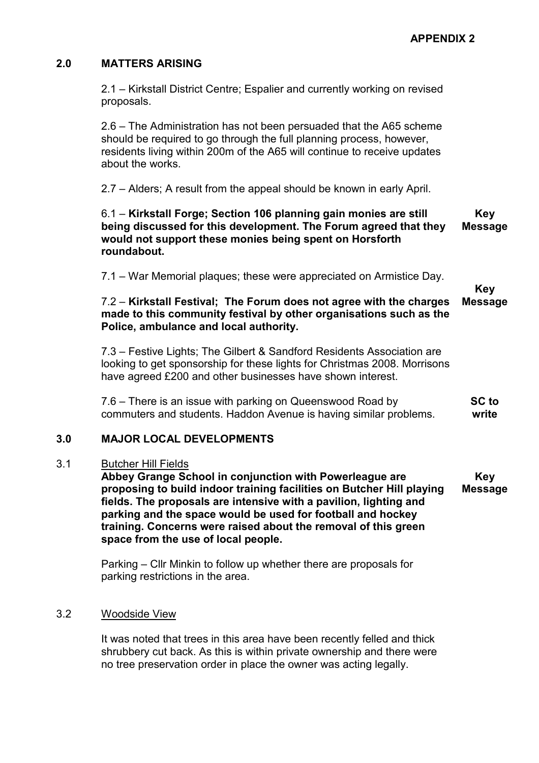**APPENDIX 2**

## 2.0 MATTERS ARISING

2.1 – Kirkstall District Centre; Espalier and currently working on revised proposals.

2.6 – The Administration has not been persuaded that the A65 scheme should be required to go through the full planning process, however, residents living within 200m of the A65 will continue to receive updates about the works.

2.7 – Alders; A result from the appeal should be known in early April.

6.1 – **Kirkstall Forge; Section 106 planning gain monies are still being discussed for this development. The Forum agreed that they would not support these monies being spent on Horsforth roundabout.** — **Key Message**

7.1 – War Memorial plaques; these were appreciated on Armistice Day.

7.2 – **Kirkstall Festival; The Forum does not agree with the charges made to this community festival by other organisations such as the Police, ambulance and local authority.** — **Key Message**

7.3 – Festive Lights; The Gilbert & Sandford Residents Association are looking to get sponsorship for these lights for Christmas 2008. Morrisons have agreed £200 and other businesses have shown interest.

7.6 – There is an issue with parking on Queenswood Road by commuters and students. Haddon Avenue is having similar problems. — **SC to write**

## 3.0 MAJOR LOCAL DEVELOPMENTS

### 3.1 Butcher Hill Fields

**Abbey Grange School in conjunction with Powerleague are proposing to build indoor training facilities on Butcher Hill playing fields. The proposals are intensive with a pavilion, lighting and parking and the space would be used for football and hockey training. Concerns were raised about the removal of this green space from the use of local people.** — **Key Message**

Parking – Cllr Minkin to follow up whether there are proposals for parking restrictions in the area.

### 3.2 Woodside View

It was noted that trees in this area have been recently felled and thick shrubbery cut back. As this is within private ownership and there were no tree preservation order in place the owner was acting legally.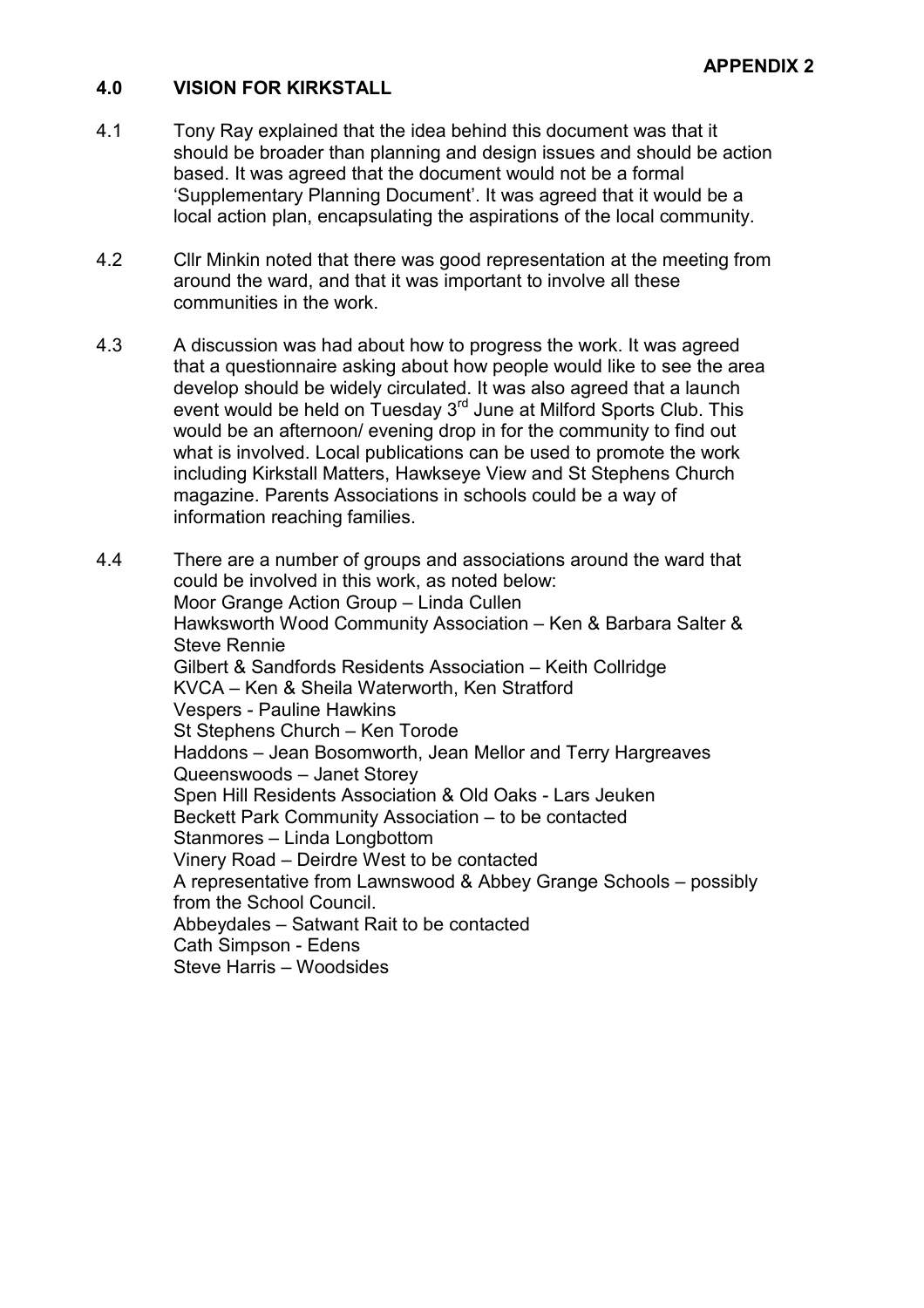**APPENDIX 2**

## 4.0 VISION FOR KIRKSTALL

4.1 Tony Ray explained that the idea behind this document was that it should be broader than planning and design issues and should be action based. It was agreed that the document would not be a formal 'Supplementary Planning Document'. It was agreed that it would be a local action plan, encapsulating the aspirations of the local community.

4.2 Cllr Minkin noted that there was good representation at the meeting from around the ward, and that it was important to involve all these communities in the work.

4.3 A discussion was had about how to progress the work. It was agreed that a questionnaire asking about how people would like to see the area develop should be widely circulated. It was also agreed that a launch event would be held on Tuesday 3rd June at Milford Sports Club. This would be an afternoon/ evening drop in for the community to find out what is involved. Local publications can be used to promote the work including Kirkstall Matters, Hawkseye View and St Stephens Church magazine. Parents Associations in schools could be a way of information reaching families.

4.4 There are a number of groups and associations around the ward that could be involved in this work, as noted below:
Moor Grange Action Group – Linda Cullen
Hawksworth Wood Community Association – Ken & Barbara Salter & Steve Rennie
Gilbert & Sandfords Residents Association – Keith Collridge
KVCA – Ken & Sheila Waterworth, Ken Stratford
Vespers - Pauline Hawkins
St Stephens Church – Ken Torode
Haddons – Jean Bosomworth, Jean Mellor and Terry Hargreaves
Queenswoods – Janet Storey
Spen Hill Residents Association & Old Oaks - Lars Jeuken
Beckett Park Community Association – to be contacted
Stanmores – Linda Longbottom
Vinery Road – Deirdre West to be contacted
A representative from Lawnswood & Abbey Grange Schools – possibly from the School Council.
Abbeydales – Satwant Rait to be contacted
Cath Simpson - Edens
Steve Harris – Woodsides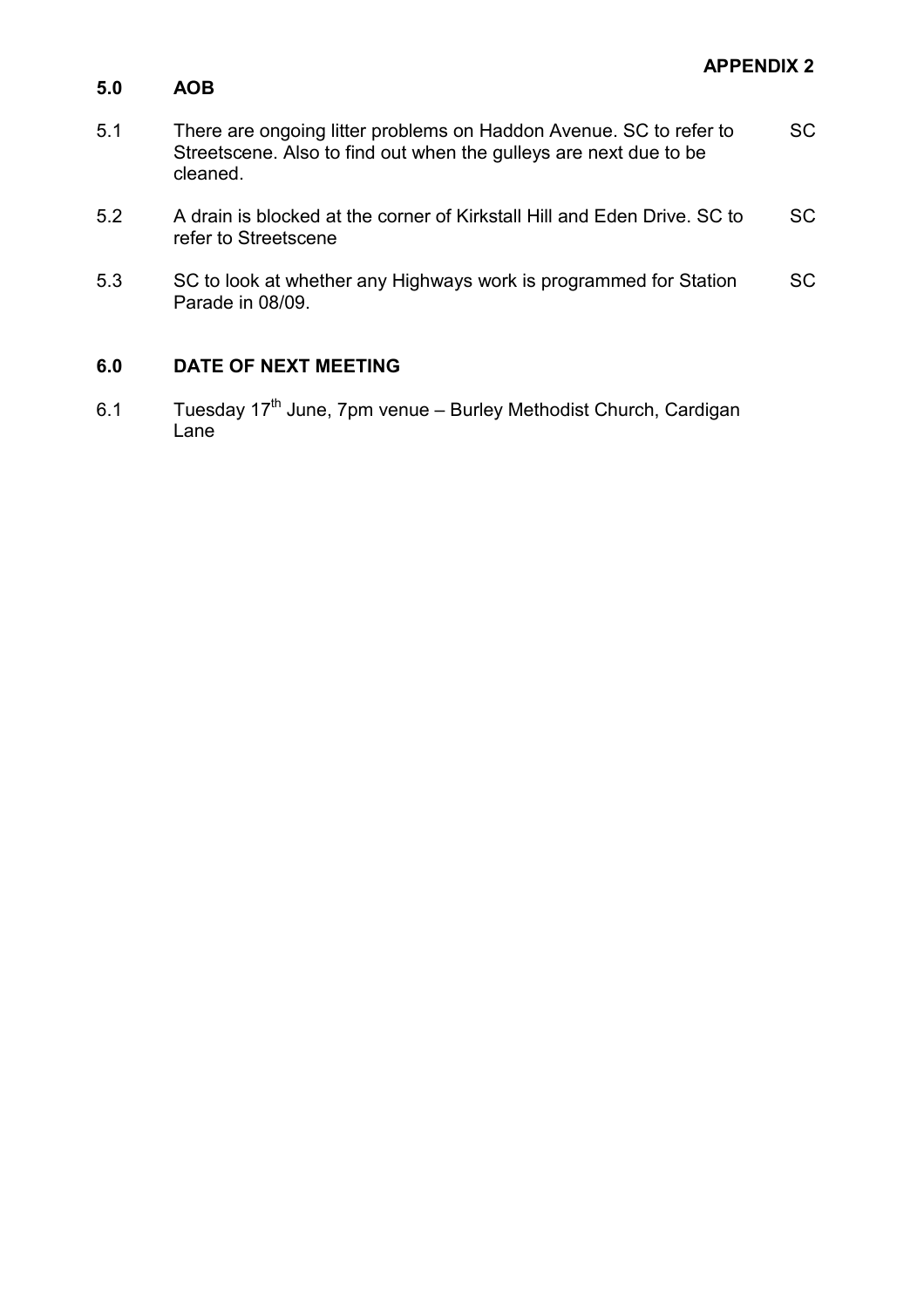**APPENDIX 2**

## 5.0 AOB

| | | |
|---|---|---|
| 5.1 | There are ongoing litter problems on Haddon Avenue. SC to refer to Streetscene. Also to find out when the gulleys are next due to be cleaned. | SC |
| 5.2 | A drain is blocked at the corner of Kirkstall Hill and Eden Drive. SC to refer to Streetscene | SC |
| 5.3 | SC to look at whether any Highways work is programmed for Station Parade in 08/09. | SC |

## 6.0 DATE OF NEXT MEETING

6.1 Tuesday 17th June, 7pm venue – Burley Methodist Church, Cardigan Lane